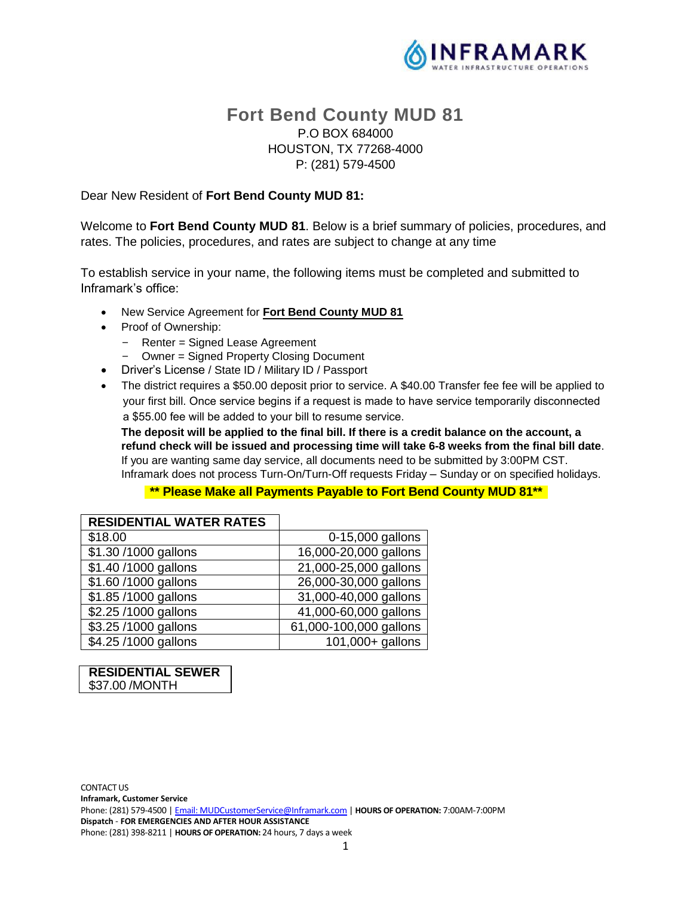# Fort Bend County MUD 81

P.O BOX 684000
HOUSTON, TX 77268-4000
P: (281) 579-4500

Dear New Resident of **Fort Bend County MUD 81:**

Welcome to **Fort Bend County MUD 81**. Below is a brief summary of policies, procedures, and rates. The policies, procedures, and rates are subject to change at any time

To establish service in your name, the following items must be completed and submitted to Inframark's office:

- New Service Agreement for **Fort Bend County MUD 81**
- Proof of Ownership:
  - Renter = Signed Lease Agreement
  - Owner = Signed Property Closing Document
- Driver's License / State ID / Military ID / Passport
- The district requires a $50.00 deposit prior to service. A $40.00 Transfer fee fee will be applied to your first bill. Once service begins if a request is made to have service temporarily disconnected a $55.00 fee will be added to your bill to resume service.

  **The deposit will be applied to the final bill. If there is a credit balance on the account, a refund check will be issued and processing time will take 6-8 weeks from the final bill date**. If you are wanting same day service, all documents need to be submitted by 3:00PM CST. Inframark does not process Turn-On/Turn-Off requests Friday – Sunday or on specified holidays.

**\*\* Please Make all Payments Payable to Fort Bend County MUD 81\*\***

| RESIDENTIAL WATER RATES | |
|---|---|
| $18.00 | 0-15,000 gallons |
| $1.30 /1000 gallons | 16,000-20,000 gallons |
| $1.40 /1000 gallons | 21,000-25,000 gallons |
| $1.60 /1000 gallons | 26,000-30,000 gallons |
| $1.85 /1000 gallons | 31,000-40,000 gallons |
| $2.25 /1000 gallons | 41,000-60,000 gallons |
| $3.25 /1000 gallons | 61,000-100,000 gallons |
| $4.25 /1000 gallons | 101,000+ gallons |

| RESIDENTIAL SEWER |
|---|
| $37.00 /MONTH |

CONTACT US
**Inframark, Customer Service**
Phone: (281) 579-4500 | Email: MUDCustomerService@Inframark.com | **HOURS OF OPERATION:** 7:00AM-7:00PM
**Dispatch - FOR EMERGENCIES AND AFTER HOUR ASSISTANCE**
Phone: (281) 398-8211 | **HOURS OF OPERATION:** 24 hours, 7 days a week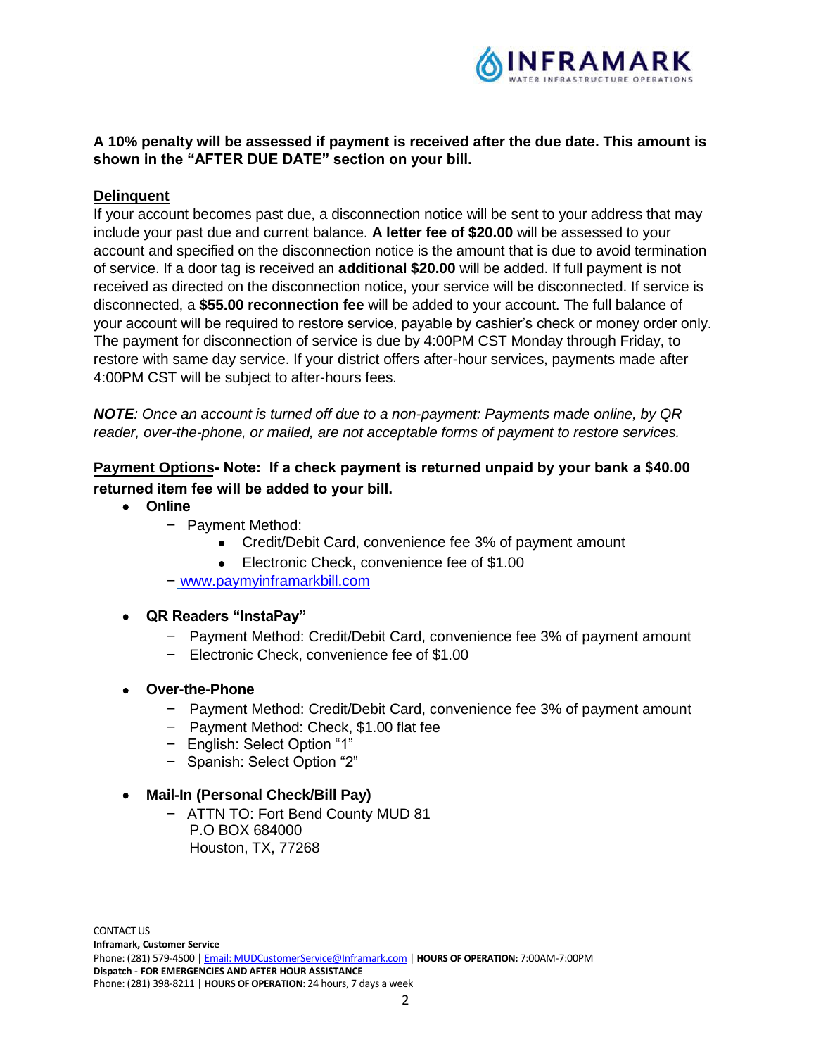**A 10% penalty will be assessed if payment is received after the due date. This amount is shown in the "AFTER DUE DATE" section on your bill.**

**Delinquent**

If your account becomes past due, a disconnection notice will be sent to your address that may include your past due and current balance. **A letter fee of $20.00** will be assessed to your account and specified on the disconnection notice is the amount that is due to avoid termination of service. If a door tag is received an **additional $20.00** will be added. If full payment is not received as directed on the disconnection notice, your service will be disconnected. If service is disconnected, a **$55.00 reconnection fee** will be added to your account. The full balance of your account will be required to restore service, payable by cashier's check or money order only. The payment for disconnection of service is due by 4:00PM CST Monday through Friday, to restore with same day service. If your district offers after-hour services, payments made after 4:00PM CST will be subject to after-hours fees.

***NOTE****: Once an account is turned off due to a non-payment: Payments made online, by QR reader, over-the-phone, or mailed, are not acceptable forms of payment to restore services.*

**Payment Options- Note: If a check payment is returned unpaid by your bank a $40.00 returned item fee will be added to your bill.**

- **Online**
  - Payment Method:
    - Credit/Debit Card, convenience fee 3% of payment amount
    - Electronic Check, convenience fee of $1.00
  - www.paymyinframarkbill.com

- **QR Readers "InstaPay"**
  - Payment Method: Credit/Debit Card, convenience fee 3% of payment amount
  - Electronic Check, convenience fee of $1.00

- **Over-the-Phone**
  - Payment Method: Credit/Debit Card, convenience fee 3% of payment amount
  - Payment Method: Check, $1.00 flat fee
  - English: Select Option "1"
  - Spanish: Select Option "2"

- **Mail-In (Personal Check/Bill Pay)**
  - ATTN TO: Fort Bend County MUD 81
    P.O BOX 684000
    Houston, TX, 77268

CONTACT US
**Inframark, Customer Service**
Phone: (281) 579-4500 | Email: MUDCustomerService@Inframark.com | **HOURS OF OPERATION:** 7:00AM-7:00PM
**Dispatch - FOR EMERGENCIES AND AFTER HOUR ASSISTANCE**
Phone: (281) 398-8211 | **HOURS OF OPERATION:** 24 hours, 7 days a week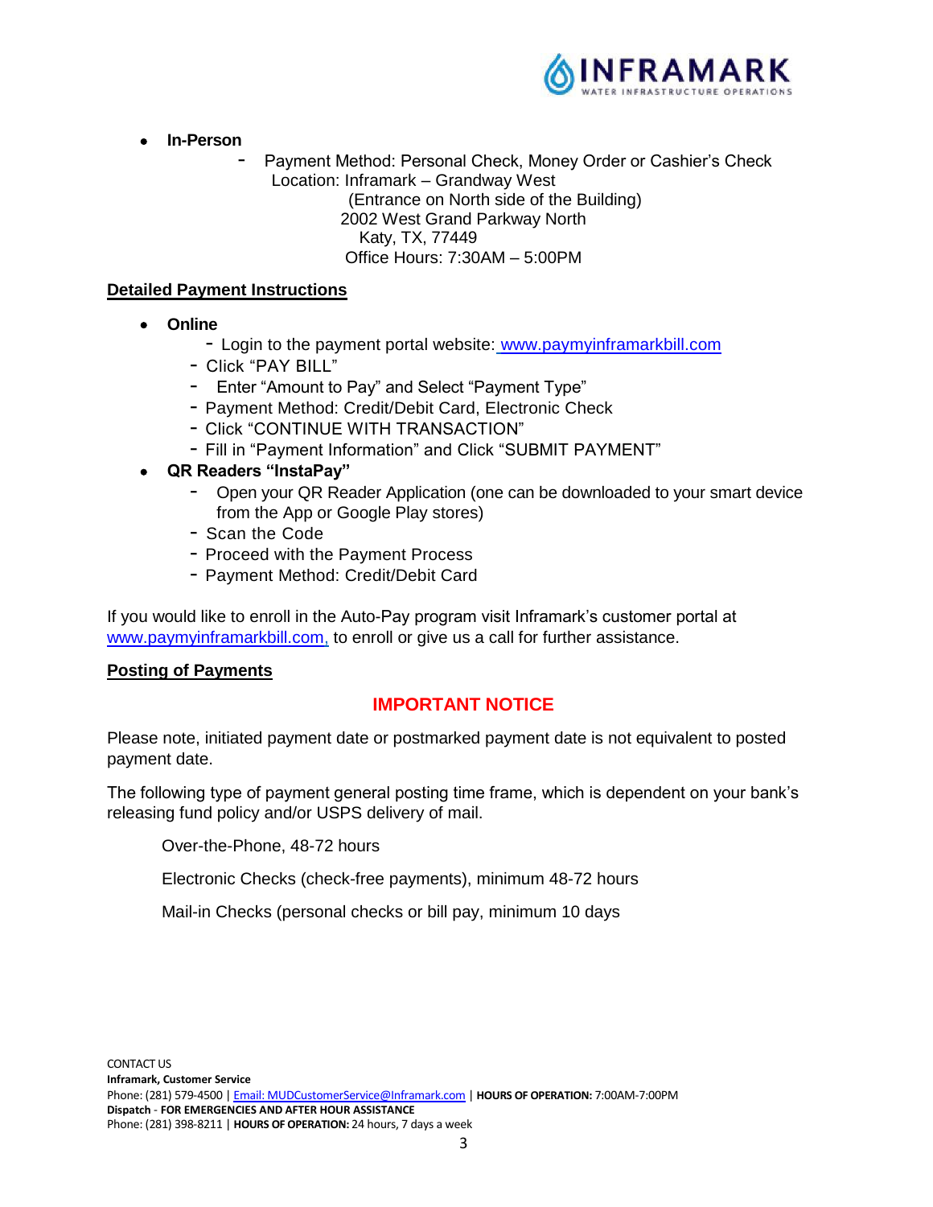- **In-Person**
  - Payment Method: Personal Check, Money Order or Cashier's Check
    Location: Inframark – Grandway West
    (Entrance on North side of the Building)
    2002 West Grand Parkway North
    Katy, TX, 77449
    Office Hours: 7:30AM – 5:00PM

**Detailed Payment Instructions**

- **Online**
  - Login to the payment portal website: www.paymyinframarkbill.com
  - Click "PAY BILL"
  - Enter "Amount to Pay" and Select "Payment Type"
  - Payment Method: Credit/Debit Card, Electronic Check
  - Click "CONTINUE WITH TRANSACTION"
  - Fill in "Payment Information" and Click "SUBMIT PAYMENT"
- **QR Readers "InstaPay"**
  - Open your QR Reader Application (one can be downloaded to your smart device from the App or Google Play stores)
  - Scan the Code
  - Proceed with the Payment Process
  - Payment Method: Credit/Debit Card

If you would like to enroll in the Auto-Pay program visit Inframark's customer portal at www.paymyinframarkbill.com, to enroll or give us a call for further assistance.

**Posting of Payments**

**IMPORTANT NOTICE**

Please note, initiated payment date or postmarked payment date is not equivalent to posted payment date.

The following type of payment general posting time frame, which is dependent on your bank's releasing fund policy and/or USPS delivery of mail.

Over-the-Phone, 48-72 hours

Electronic Checks (check-free payments), minimum 48-72 hours

Mail-in Checks (personal checks or bill pay, minimum 10 days

CONTACT US
**Inframark, Customer Service**
Phone: (281) 579-4500 | Email: MUDCustomerService@Inframark.com | **HOURS OF OPERATION:** 7:00AM-7:00PM
**Dispatch - FOR EMERGENCIES AND AFTER HOUR ASSISTANCE**
Phone: (281) 398-8211 | **HOURS OF OPERATION:** 24 hours, 7 days a week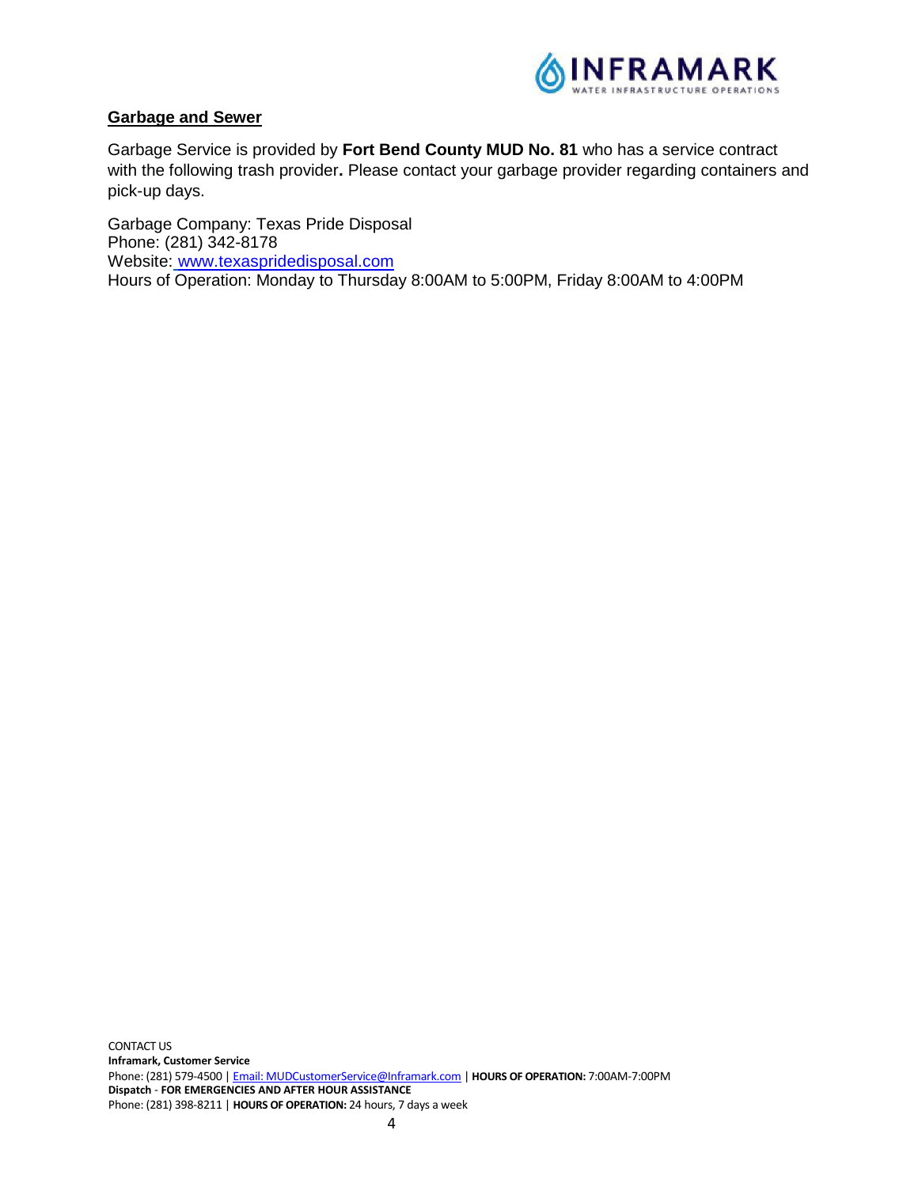## Garbage and Sewer

Garbage Service is provided by **Fort Bend County MUD No. 81** who has a service contract with the following trash provider**.** Please contact your garbage provider regarding containers and pick-up days.

Garbage Company: Texas Pride Disposal
Phone: (281) 342-8178
Website: [www.texaspridedisposal.com](http://www.texaspridedisposal.com)
Hours of Operation: Monday to Thursday 8:00AM to 5:00PM, Friday 8:00AM to 4:00PM

CONTACT US
**Inframark, Customer Service**
Phone: (281) 579-4500 | [Email: MUDCustomerService@Inframark.com](mailto:MUDCustomerService@Inframark.com) | **HOURS OF OPERATION:** 7:00AM-7:00PM
**Dispatch** - **FOR EMERGENCIES AND AFTER HOUR ASSISTANCE**
Phone: (281) 398-8211 | **HOURS OF OPERATION:** 24 hours, 7 days a week